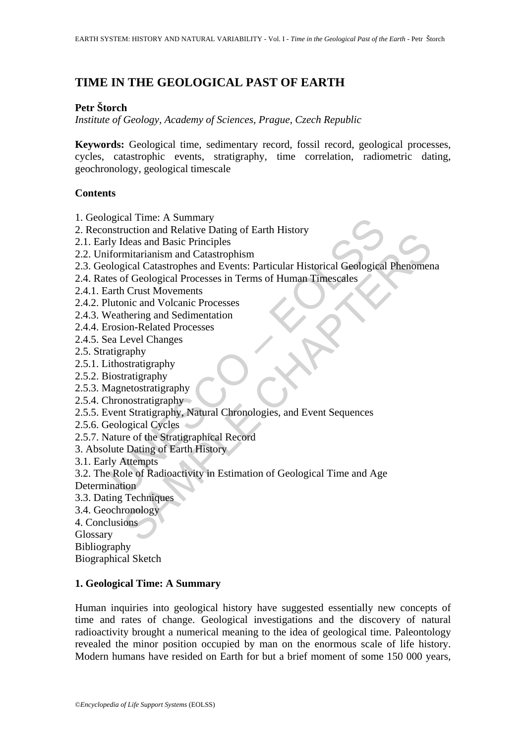# TIME IN THE GEOLOGICAL PAST OF EARTH

**Petr Štorch**

*Institute of Geology, Academy of Sciences, Prague, Czech Republic*

**Keywords:** Geological time, sedimentary record, fossil record, geological processes, cycles, catastrophic events, stratigraphy, time correlation, radiometric dating, geochronology, geological timescale

## Contents

1. Geological Time: A Summary
2. Reconstruction and Relative Dating of Earth History
2.1. Early Ideas and Basic Principles
2.2. Uniformitarianism and Catastrophism
2.3. Geological Catastrophes and Events: Particular Historical Geological Phenomena
2.4. Rates of Geological Processes in Terms of Human Timescales
2.4.1. Earth Crust Movements
2.4.2. Plutonic and Volcanic Processes
2.4.3. Weathering and Sedimentation
2.4.4. Erosion-Related Processes
2.4.5. Sea Level Changes
2.5. Stratigraphy
2.5.1. Lithostratigraphy
2.5.2. Biostratigraphy
2.5.3. Magnetostratigraphy
2.5.4. Chronostratigraphy
2.5.5. Event Stratigraphy, Natural Chronologies, and Event Sequences
2.5.6. Geological Cycles
2.5.7. Nature of the Stratigraphical Record
3. Absolute Dating of Earth History
3.1. Early Attempts
3.2. The Role of Radioactivity in Estimation of Geological Time and Age Determination
3.3. Dating Techniques
3.4. Geochronology
4. Conclusions
Glossary
Bibliography
Biographical Sketch

## 1. Geological Time: A Summary

Human inquiries into geological history have suggested essentially new concepts of time and rates of change. Geological investigations and the discovery of natural radioactivity brought a numerical meaning to the idea of geological time. Paleontology revealed the minor position occupied by man on the enormous scale of life history. Modern humans have resided on Earth for but a brief moment of some 150 000 years,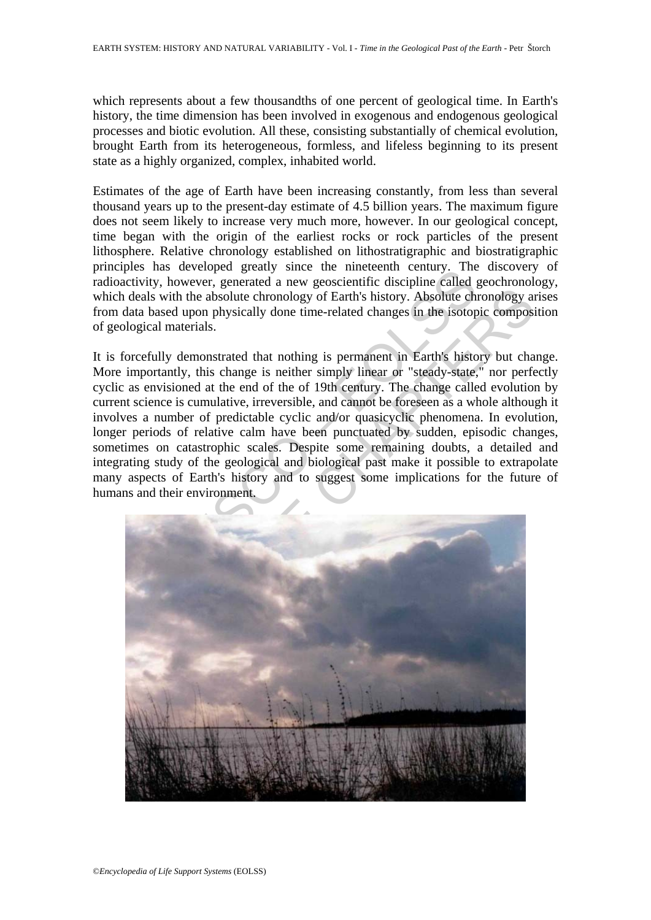which represents about a few thousandths of one percent of geological time. In Earth's history, the time dimension has been involved in exogenous and endogenous geological processes and biotic evolution. All these, consisting substantially of chemical evolution, brought Earth from its heterogeneous, formless, and lifeless beginning to its present state as a highly organized, complex, inhabited world.

Estimates of the age of Earth have been increasing constantly, from less than several thousand years up to the present-day estimate of 4.5 billion years. The maximum figure does not seem likely to increase very much more, however. In our geological concept, time began with the origin of the earliest rocks or rock particles of the present lithosphere. Relative chronology established on lithostratigraphic and biostratigraphic principles has developed greatly since the nineteenth century. The discovery of radioactivity, however, generated a new geoscientific discipline called geochronology, which deals with the absolute chronology of Earth's history. Absolute chronology arises from data based upon physically done time-related changes in the isotopic composition of geological materials.

It is forcefully demonstrated that nothing is permanent in Earth's history but change. More importantly, this change is neither simply linear or "steady-state," nor perfectly cyclic as envisioned at the end of the of 19th century. The change called evolution by current science is cumulative, irreversible, and cannot be foreseen as a whole although it involves a number of predictable cyclic and/or quasicyclic phenomena. In evolution, longer periods of relative calm have been punctuated by sudden, episodic changes, sometimes on catastrophic scales. Despite some remaining doubts, a detailed and integrating study of the geological and biological past make it possible to extrapolate many aspects of Earth's history and to suggest some implications for the future of humans and their environment.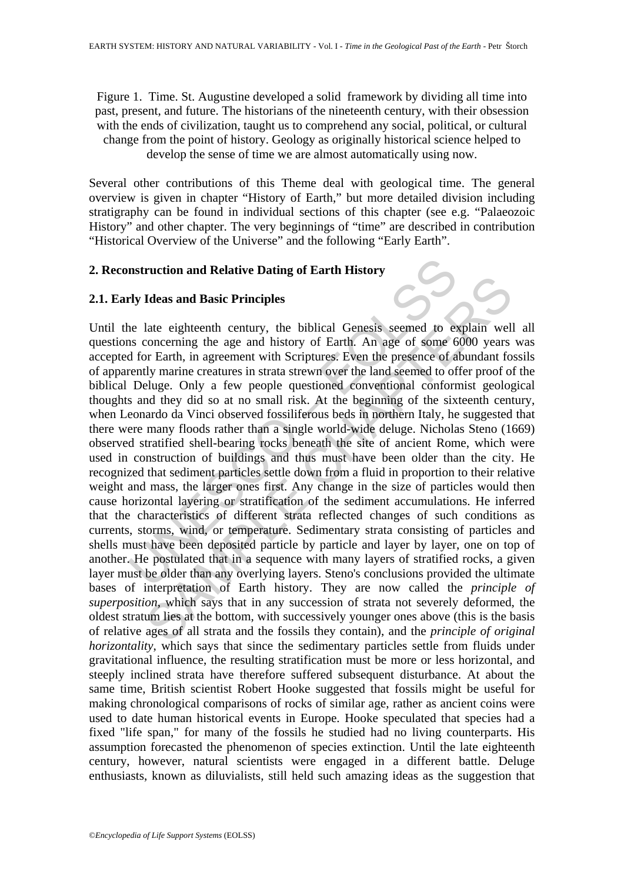Figure 1. Time. St. Augustine developed a solid framework by dividing all time into past, present, and future. The historians of the nineteenth century, with their obsession with the ends of civilization, taught us to comprehend any social, political, or cultural change from the point of history. Geology as originally historical science helped to develop the sense of time we are almost automatically using now.

Several other contributions of this Theme deal with geological time. The general overview is given in chapter "History of Earth," but more detailed division including stratigraphy can be found in individual sections of this chapter (see e.g. "Palaeozoic History" and other chapter. The very beginnings of "time" are described in contribution "Historical Overview of the Universe" and the following "Early Earth".

## 2. Reconstruction and Relative Dating of Earth History

### 2.1. Early Ideas and Basic Principles

Until the late eighteenth century, the biblical Genesis seemed to explain well all questions concerning the age and history of Earth. An age of some 6000 years was accepted for Earth, in agreement with Scriptures. Even the presence of abundant fossils of apparently marine creatures in strata strewn over the land seemed to offer proof of the biblical Deluge. Only a few people questioned conventional conformist geological thoughts and they did so at no small risk. At the beginning of the sixteenth century, when Leonardo da Vinci observed fossiliferous beds in northern Italy, he suggested that there were many floods rather than a single world-wide deluge. Nicholas Steno (1669) observed stratified shell-bearing rocks beneath the site of ancient Rome, which were used in construction of buildings and thus must have been older than the city. He recognized that sediment particles settle down from a fluid in proportion to their relative weight and mass, the larger ones first. Any change in the size of particles would then cause horizontal layering or stratification of the sediment accumulations. He inferred that the characteristics of different strata reflected changes of such conditions as currents, storms, wind, or temperature. Sedimentary strata consisting of particles and shells must have been deposited particle by particle and layer by layer, one on top of another. He postulated that in a sequence with many layers of stratified rocks, a given layer must be older than any overlying layers. Steno's conclusions provided the ultimate bases of interpretation of Earth history. They are now called the *principle of superposition*, which says that in any succession of strata not severely deformed, the oldest stratum lies at the bottom, with successively younger ones above (this is the basis of relative ages of all strata and the fossils they contain), and the *principle of original horizontality*, which says that since the sedimentary particles settle from fluids under gravitational influence, the resulting stratification must be more or less horizontal, and steeply inclined strata have therefore suffered subsequent disturbance. At about the same time, British scientist Robert Hooke suggested that fossils might be useful for making chronological comparisons of rocks of similar age, rather as ancient coins were used to date human historical events in Europe. Hooke speculated that species had a fixed "life span," for many of the fossils he studied had no living counterparts. His assumption forecasted the phenomenon of species extinction. Until the late eighteenth century, however, natural scientists were engaged in a different battle. Deluge enthusiasts, known as diluvialists, still held such amazing ideas as the suggestion that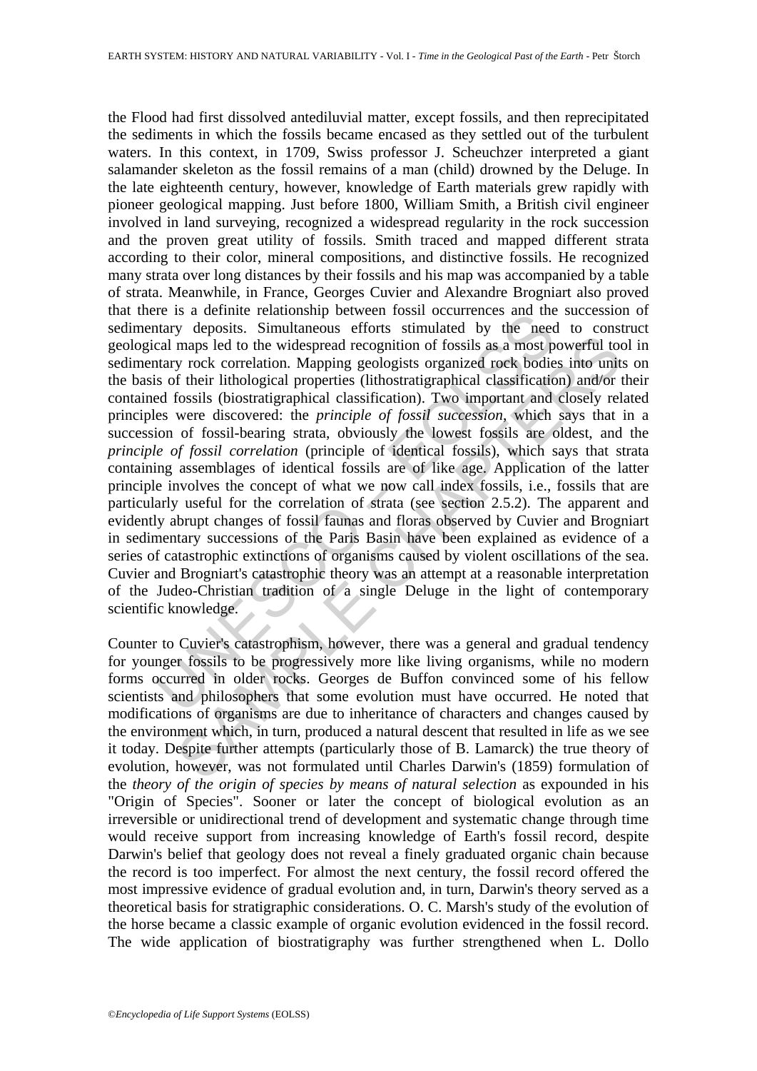the Flood had first dissolved antediluvial matter, except fossils, and then reprecipitated the sediments in which the fossils became encased as they settled out of the turbulent waters. In this context, in 1709, Swiss professor J. Scheuchzer interpreted a giant salamander skeleton as the fossil remains of a man (child) drowned by the Deluge. In the late eighteenth century, however, knowledge of Earth materials grew rapidly with pioneer geological mapping. Just before 1800, William Smith, a British civil engineer involved in land surveying, recognized a widespread regularity in the rock succession and the proven great utility of fossils. Smith traced and mapped different strata according to their color, mineral compositions, and distinctive fossils. He recognized many strata over long distances by their fossils and his map was accompanied by a table of strata. Meanwhile, in France, Georges Cuvier and Alexandre Brogniart also proved that there is a definite relationship between fossil occurrences and the succession of sedimentary deposits. Simultaneous efforts stimulated by the need to construct geological maps led to the widespread recognition of fossils as a most powerful tool in sedimentary rock correlation. Mapping geologists organized rock bodies into units on the basis of their lithological properties (lithostratigraphical classification) and/or their contained fossils (biostratigraphical classification). Two important and closely related principles were discovered: the *principle of fossil succession*, which says that in a succession of fossil-bearing strata, obviously the lowest fossils are oldest, and the *principle of fossil correlation* (principle of identical fossils), which says that strata containing assemblages of identical fossils are of like age. Application of the latter principle involves the concept of what we now call index fossils, i.e., fossils that are particularly useful for the correlation of strata (see section 2.5.2). The apparent and evidently abrupt changes of fossil faunas and floras observed by Cuvier and Brogniart in sedimentary successions of the Paris Basin have been explained as evidence of a series of catastrophic extinctions of organisms caused by violent oscillations of the sea. Cuvier and Brogniart's catastrophic theory was an attempt at a reasonable interpretation of the Judeo-Christian tradition of a single Deluge in the light of contemporary scientific knowledge.

Counter to Cuvier's catastrophism, however, there was a general and gradual tendency for younger fossils to be progressively more like living organisms, while no modern forms occurred in older rocks. Georges de Buffon convinced some of his fellow scientists and philosophers that some evolution must have occurred. He noted that modifications of organisms are due to inheritance of characters and changes caused by the environment which, in turn, produced a natural descent that resulted in life as we see it today. Despite further attempts (particularly those of B. Lamarck) the true theory of evolution, however, was not formulated until Charles Darwin's (1859) formulation of the *theory of the origin of species by means of natural selection* as expounded in his "Origin of Species". Sooner or later the concept of biological evolution as an irreversible or unidirectional trend of development and systematic change through time would receive support from increasing knowledge of Earth's fossil record, despite Darwin's belief that geology does not reveal a finely graduated organic chain because the record is too imperfect. For almost the next century, the fossil record offered the most impressive evidence of gradual evolution and, in turn, Darwin's theory served as a theoretical basis for stratigraphic considerations. O. C. Marsh's study of the evolution of the horse became a classic example of organic evolution evidenced in the fossil record. The wide application of biostratigraphy was further strengthened when L. Dollo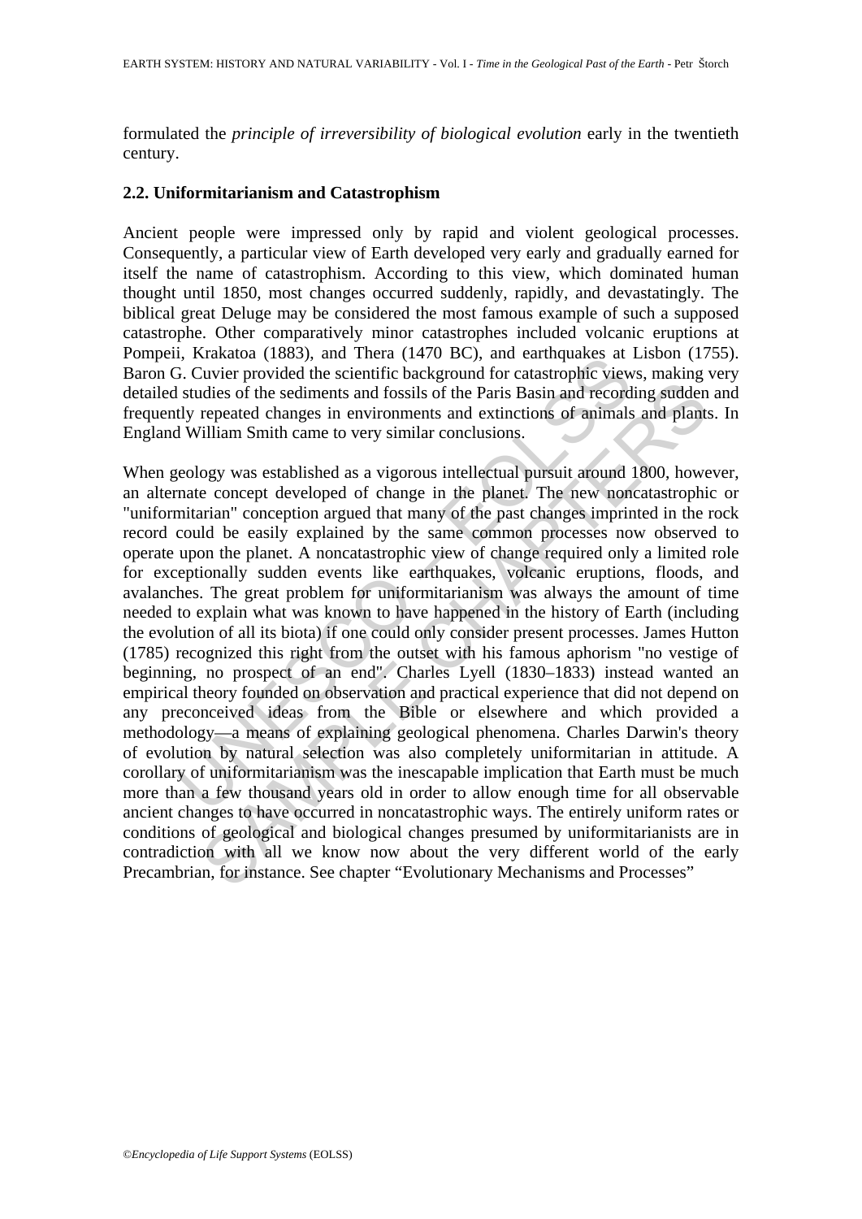formulated the *principle of irreversibility of biological evolution* early in the twentieth century.

### 2.2. Uniformitarianism and Catastrophism

Ancient people were impressed only by rapid and violent geological processes. Consequently, a particular view of Earth developed very early and gradually earned for itself the name of catastrophism. According to this view, which dominated human thought until 1850, most changes occurred suddenly, rapidly, and devastatingly. The biblical great Deluge may be considered the most famous example of such a supposed catastrophe. Other comparatively minor catastrophes included volcanic eruptions at Pompeii, Krakatoa (1883), and Thera (1470 BC), and earthquakes at Lisbon (1755). Baron G. Cuvier provided the scientific background for catastrophic views, making very detailed studies of the sediments and fossils of the Paris Basin and recording sudden and frequently repeated changes in environments and extinctions of animals and plants. In England William Smith came to very similar conclusions.

When geology was established as a vigorous intellectual pursuit around 1800, however, an alternate concept developed of change in the planet. The new noncatastrophic or "uniformitarian" conception argued that many of the past changes imprinted in the rock record could be easily explained by the same common processes now observed to operate upon the planet. A noncatastrophic view of change required only a limited role for exceptionally sudden events like earthquakes, volcanic eruptions, floods, and avalanches. The great problem for uniformitarianism was always the amount of time needed to explain what was known to have happened in the history of Earth (including the evolution of all its biota) if one could only consider present processes. James Hutton (1785) recognized this right from the outset with his famous aphorism "no vestige of beginning, no prospect of an end". Charles Lyell (1830–1833) instead wanted an empirical theory founded on observation and practical experience that did not depend on any preconceived ideas from the Bible or elsewhere and which provided a methodology—a means of explaining geological phenomena. Charles Darwin's theory of evolution by natural selection was also completely uniformitarian in attitude. A corollary of uniformitarianism was the inescapable implication that Earth must be much more than a few thousand years old in order to allow enough time for all observable ancient changes to have occurred in noncatastrophic ways. The entirely uniform rates or conditions of geological and biological changes presumed by uniformitarianists are in contradiction with all we know now about the very different world of the early Precambrian, for instance. See chapter "Evolutionary Mechanisms and Processes"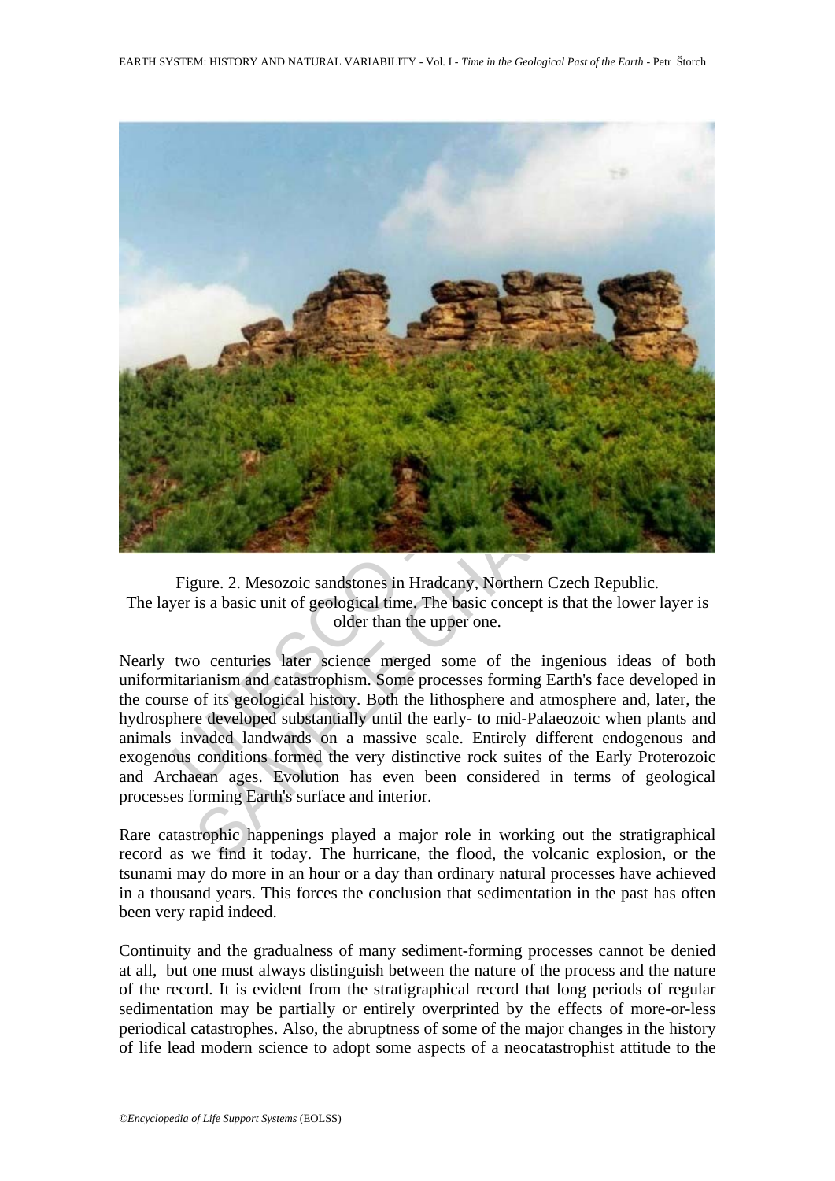Figure. 2. Mesozoic sandstones in Hradcany, Northern Czech Republic.
The layer is a basic unit of geological time. The basic concept is that the lower layer is older than the upper one.

Nearly two centuries later science merged some of the ingenious ideas of both uniformitarianism and catastrophism. Some processes forming Earth's face developed in the course of its geological history. Both the lithosphere and atmosphere and, later, the hydrosphere developed substantially until the early- to mid-Palaeozoic when plants and animals invaded landwards on a massive scale. Entirely different endogenous and exogenous conditions formed the very distinctive rock suites of the Early Proterozoic and Archaean ages. Evolution has even been considered in terms of geological processes forming Earth's surface and interior.

Rare catastrophic happenings played a major role in working out the stratigraphical record as we find it today. The hurricane, the flood, the volcanic explosion, or the tsunami may do more in an hour or a day than ordinary natural processes have achieved in a thousand years. This forces the conclusion that sedimentation in the past has often been very rapid indeed.

Continuity and the gradualness of many sediment-forming processes cannot be denied at all, but one must always distinguish between the nature of the process and the nature of the record. It is evident from the stratigraphical record that long periods of regular sedimentation may be partially or entirely overprinted by the effects of more-or-less periodical catastrophes. Also, the abruptness of some of the major changes in the history of life lead modern science to adopt some aspects of a neocatastrophist attitude to the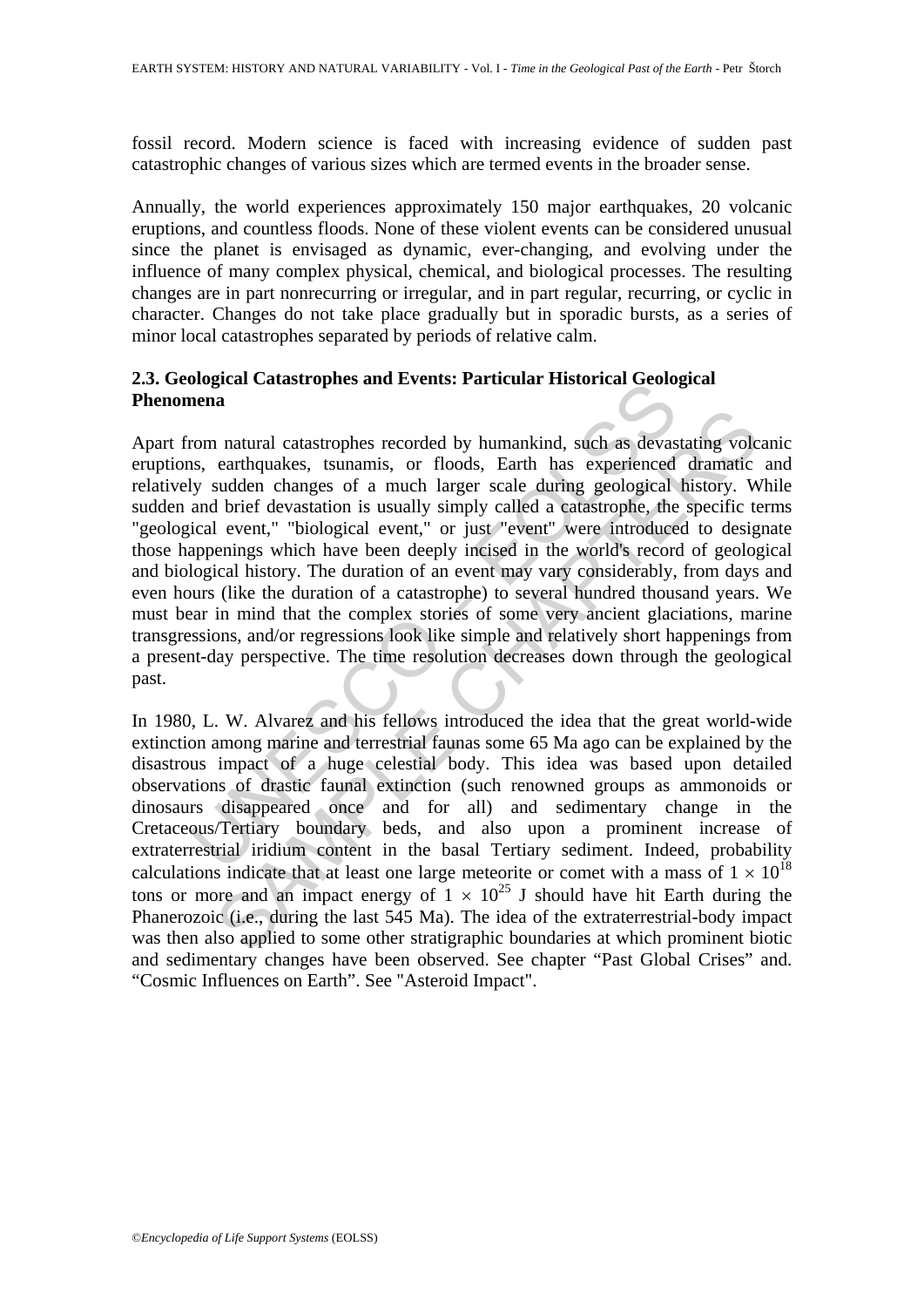fossil record. Modern science is faced with increasing evidence of sudden past catastrophic changes of various sizes which are termed events in the broader sense.

Annually, the world experiences approximately 150 major earthquakes, 20 volcanic eruptions, and countless floods. None of these violent events can be considered unusual since the planet is envisaged as dynamic, ever-changing, and evolving under the influence of many complex physical, chemical, and biological processes. The resulting changes are in part nonrecurring or irregular, and in part regular, recurring, or cyclic in character. Changes do not take place gradually but in sporadic bursts, as a series of minor local catastrophes separated by periods of relative calm.

### 2.3. Geological Catastrophes and Events: Particular Historical Geological Phenomena

Apart from natural catastrophes recorded by humankind, such as devastating volcanic eruptions, earthquakes, tsunamis, or floods, Earth has experienced dramatic and relatively sudden changes of a much larger scale during geological history. While sudden and brief devastation is usually simply called a catastrophe, the specific terms "geological event," "biological event," or just "event" were introduced to designate those happenings which have been deeply incised in the world's record of geological and biological history. The duration of an event may vary considerably, from days and even hours (like the duration of a catastrophe) to several hundred thousand years. We must bear in mind that the complex stories of some very ancient glaciations, marine transgressions, and/or regressions look like simple and relatively short happenings from a present-day perspective. The time resolution decreases down through the geological past.

In 1980, L. W. Alvarez and his fellows introduced the idea that the great world-wide extinction among marine and terrestrial faunas some 65 Ma ago can be explained by the disastrous impact of a huge celestial body. This idea was based upon detailed observations of drastic faunal extinction (such renowned groups as ammonoids or dinosaurs disappeared once and for all) and sedimentary change in the Cretaceous/Tertiary boundary beds, and also upon a prominent increase of extraterrestrial iridium content in the basal Tertiary sediment. Indeed, probability calculations indicate that at least one large meteorite or comet with a mass of $1 \times 10^{18}$ tons or more and an impact energy of $1 \times 10^{25}$ J should have hit Earth during the Phanerozoic (i.e., during the last 545 Ma). The idea of the extraterrestrial-body impact was then also applied to some other stratigraphic boundaries at which prominent biotic and sedimentary changes have been observed. See chapter "Past Global Crises" and. "Cosmic Influences on Earth". See "Asteroid Impact".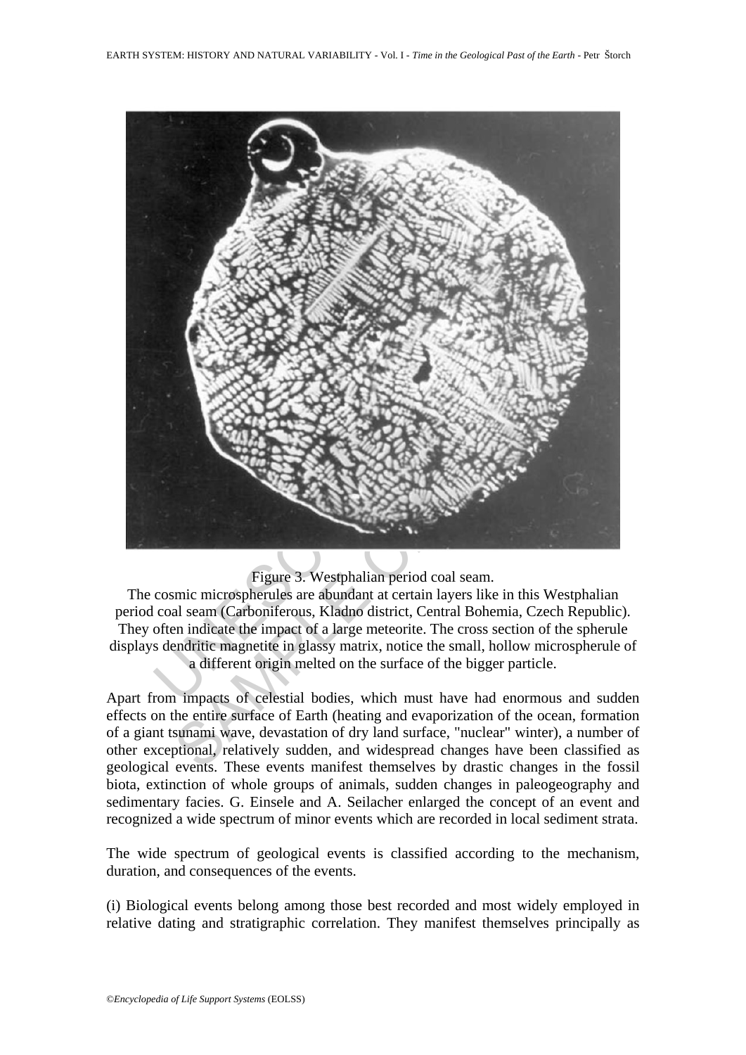Figure 3. Westphalian period coal seam.

The cosmic microspherules are abundant at certain layers like in this Westphalian period coal seam (Carboniferous, Kladno district, Central Bohemia, Czech Republic). They often indicate the impact of a large meteorite. The cross section of the spherule displays dendritic magnetite in glassy matrix, notice the small, hollow microspherule of a different origin melted on the surface of the bigger particle.

Apart from impacts of celestial bodies, which must have had enormous and sudden effects on the entire surface of Earth (heating and evaporization of the ocean, formation of a giant tsunami wave, devastation of dry land surface, "nuclear" winter), a number of other exceptional, relatively sudden, and widespread changes have been classified as geological events. These events manifest themselves by drastic changes in the fossil biota, extinction of whole groups of animals, sudden changes in paleogeography and sedimentary facies. G. Einsele and A. Seilacher enlarged the concept of an event and recognized a wide spectrum of minor events which are recorded in local sediment strata.

The wide spectrum of geological events is classified according to the mechanism, duration, and consequences of the events.

(i) Biological events belong among those best recorded and most widely employed in relative dating and stratigraphic correlation. They manifest themselves principally as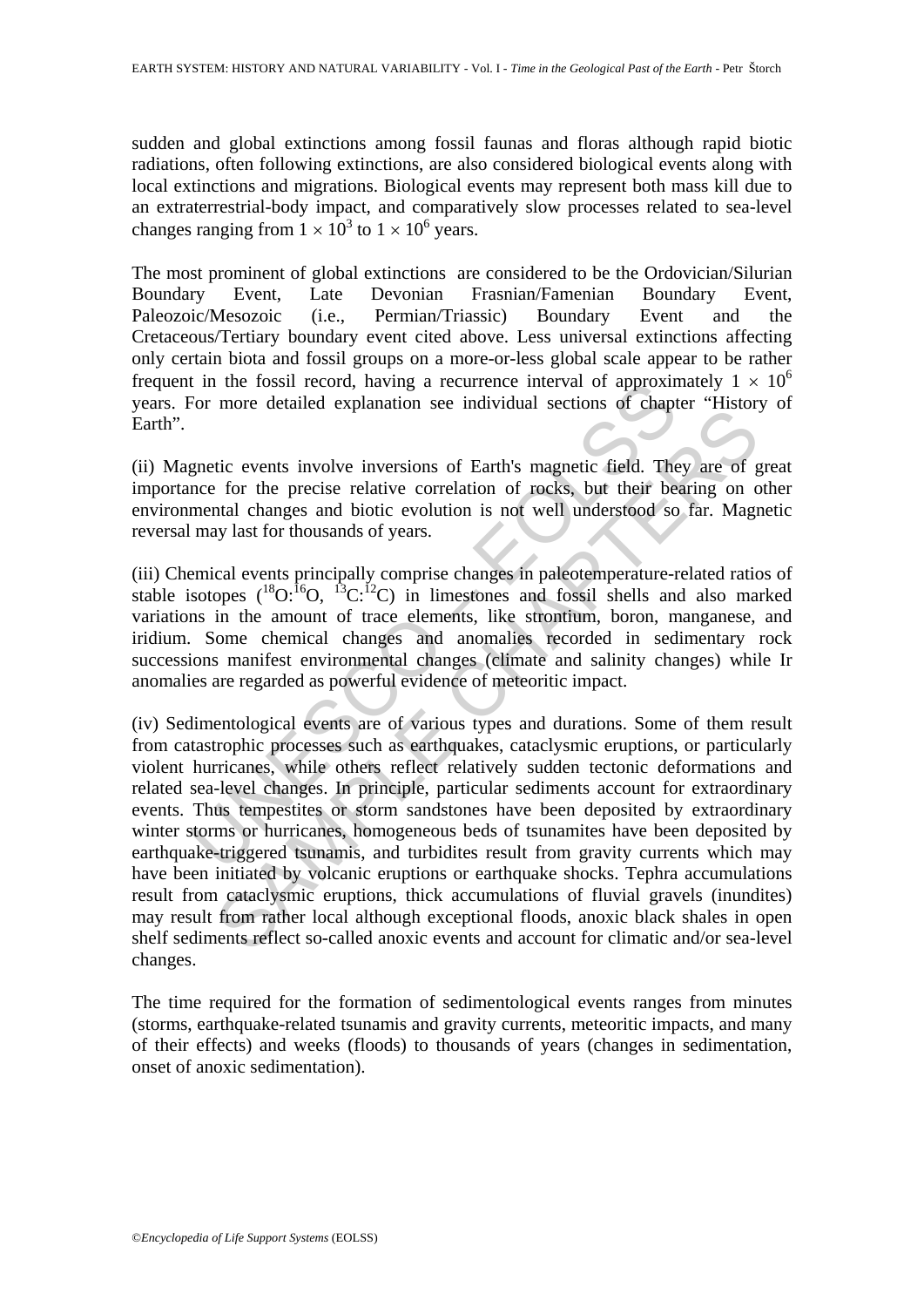sudden and global extinctions among fossil faunas and floras although rapid biotic radiations, often following extinctions, are also considered biological events along with local extinctions and migrations. Biological events may represent both mass kill due to an extraterrestrial-body impact, and comparatively slow processes related to sea-level changes ranging from $1 \times 10^3$ to $1 \times 10^6$ years.

The most prominent of global extinctions are considered to be the Ordovician/Silurian Boundary Event, Late Devonian Frasnian/Famenian Boundary Event, Paleozoic/Mesozoic (i.e., Permian/Triassic) Boundary Event and the Cretaceous/Tertiary boundary event cited above. Less universal extinctions affecting only certain biota and fossil groups on a more-or-less global scale appear to be rather frequent in the fossil record, having a recurrence interval of approximately $1 \times 10^6$ years. For more detailed explanation see individual sections of chapter "History of Earth".

(ii) Magnetic events involve inversions of Earth's magnetic field. They are of great importance for the precise relative correlation of rocks, but their bearing on other environmental changes and biotic evolution is not well understood so far. Magnetic reversal may last for thousands of years.

(iii) Chemical events principally comprise changes in paleotemperature-related ratios of stable isotopes ($^{18}O:^{16}O$, $^{13}C:^{12}C$) in limestones and fossil shells and also marked variations in the amount of trace elements, like strontium, boron, manganese, and iridium. Some chemical changes and anomalies recorded in sedimentary rock successions manifest environmental changes (climate and salinity changes) while Ir anomalies are regarded as powerful evidence of meteoritic impact.

(iv) Sedimentological events are of various types and durations. Some of them result from catastrophic processes such as earthquakes, cataclysmic eruptions, or particularly violent hurricanes, while others reflect relatively sudden tectonic deformations and related sea-level changes. In principle, particular sediments account for extraordinary events. Thus tempestites or storm sandstones have been deposited by extraordinary winter storms or hurricanes, homogeneous beds of tsunamites have been deposited by earthquake-triggered tsunamis, and turbidites result from gravity currents which may have been initiated by volcanic eruptions or earthquake shocks. Tephra accumulations result from cataclysmic eruptions, thick accumulations of fluvial gravels (inundites) may result from rather local although exceptional floods, anoxic black shales in open shelf sediments reflect so-called anoxic events and account for climatic and/or sea-level changes.

The time required for the formation of sedimentological events ranges from minutes (storms, earthquake-related tsunamis and gravity currents, meteoritic impacts, and many of their effects) and weeks (floods) to thousands of years (changes in sedimentation, onset of anoxic sedimentation).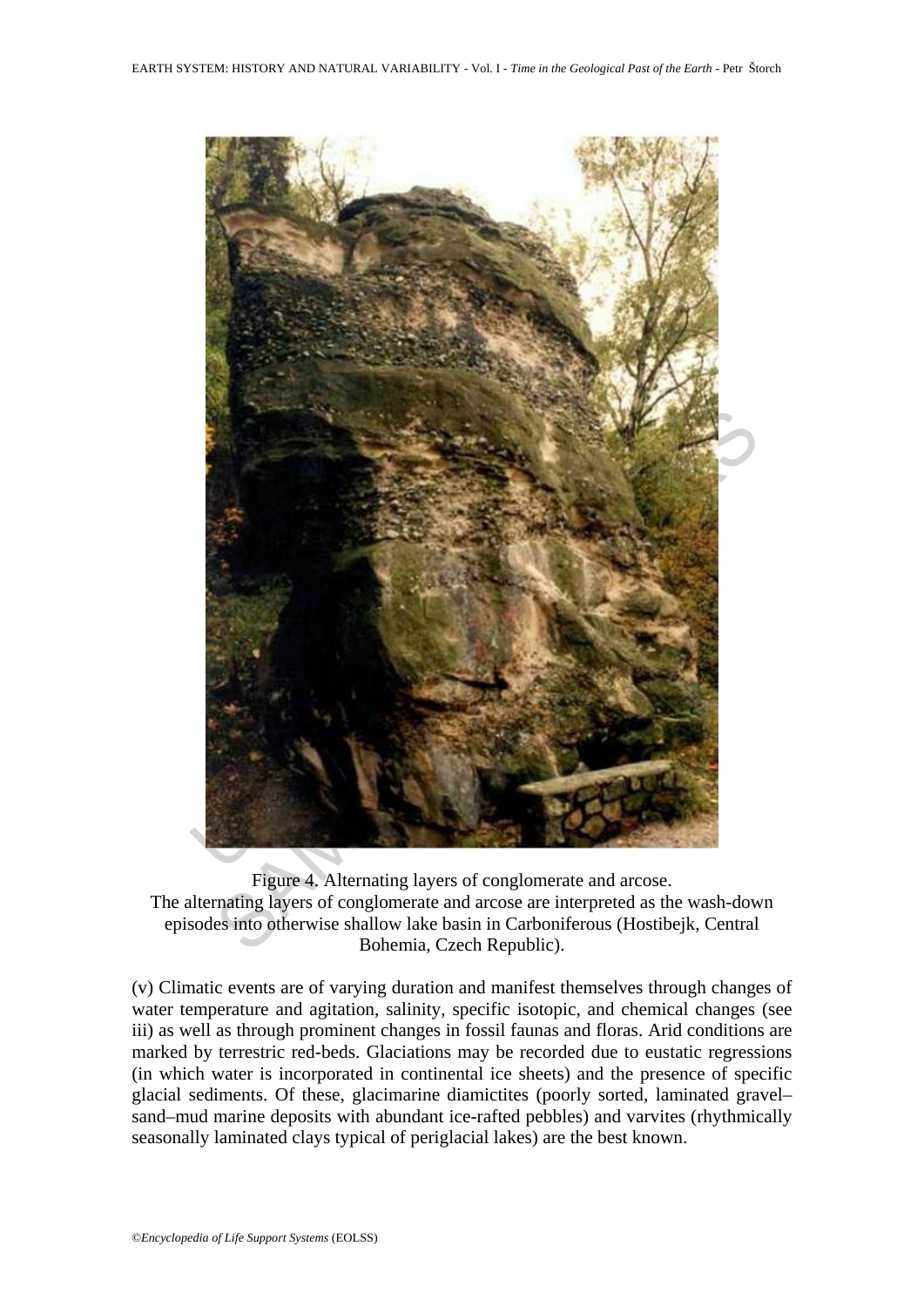Figure 4. Alternating layers of conglomerate and arcose.
The alternating layers of conglomerate and arcose are interpreted as the wash-down episodes into otherwise shallow lake basin in Carboniferous (Hostibejk, Central Bohemia, Czech Republic).

(v) Climatic events are of varying duration and manifest themselves through changes of water temperature and agitation, salinity, specific isotopic, and chemical changes (see iii) as well as through prominent changes in fossil faunas and floras. Arid conditions are marked by terrestric red-beds. Glaciations may be recorded due to eustatic regressions (in which water is incorporated in continental ice sheets) and the presence of specific glacial sediments. Of these, glacimarine diamictites (poorly sorted, laminated gravel–sand–mud marine deposits with abundant ice-rafted pebbles) and varvites (rhythmically seasonally laminated clays typical of periglacial lakes) are the best known.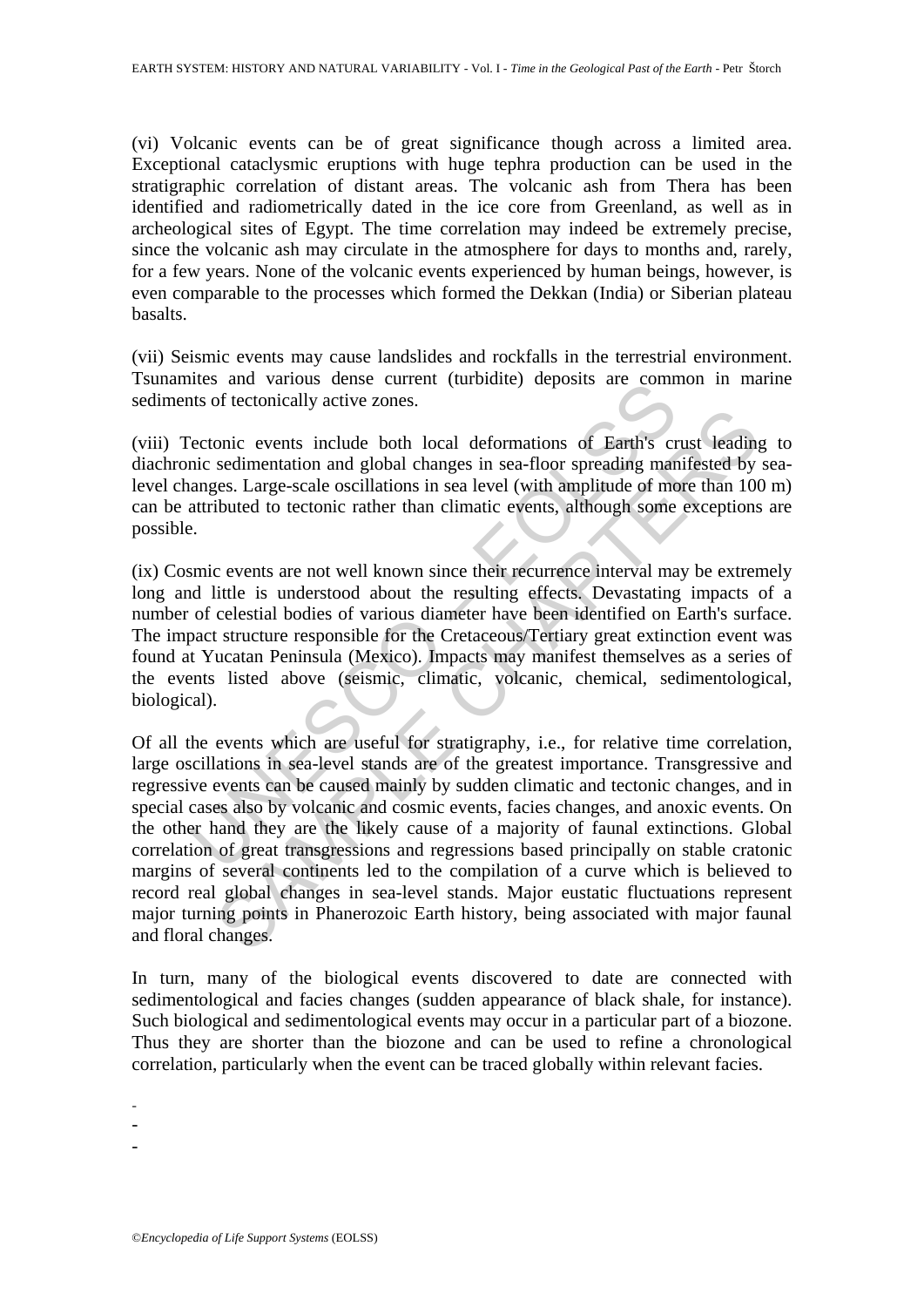(vi) Volcanic events can be of great significance though across a limited area. Exceptional cataclysmic eruptions with huge tephra production can be used in the stratigraphic correlation of distant areas. The volcanic ash from Thera has been identified and radiometrically dated in the ice core from Greenland, as well as in archeological sites of Egypt. The time correlation may indeed be extremely precise, since the volcanic ash may circulate in the atmosphere for days to months and, rarely, for a few years. None of the volcanic events experienced by human beings, however, is even comparable to the processes which formed the Dekkan (India) or Siberian plateau basalts.

(vii) Seismic events may cause landslides and rockfalls in the terrestrial environment. Tsunamites and various dense current (turbidite) deposits are common in marine sediments of tectonically active zones.

(viii) Tectonic events include both local deformations of Earth's crust leading to diachronic sedimentation and global changes in sea-floor spreading manifested by sea-level changes. Large-scale oscillations in sea level (with amplitude of more than 100 m) can be attributed to tectonic rather than climatic events, although some exceptions are possible.

(ix) Cosmic events are not well known since their recurrence interval may be extremely long and little is understood about the resulting effects. Devastating impacts of a number of celestial bodies of various diameter have been identified on Earth's surface. The impact structure responsible for the Cretaceous/Tertiary great extinction event was found at Yucatan Peninsula (Mexico). Impacts may manifest themselves as a series of the events listed above (seismic, climatic, volcanic, chemical, sedimentological, biological).

Of all the events which are useful for stratigraphy, i.e., for relative time correlation, large oscillations in sea-level stands are of the greatest importance. Transgressive and regressive events can be caused mainly by sudden climatic and tectonic changes, and in special cases also by volcanic and cosmic events, facies changes, and anoxic events. On the other hand they are the likely cause of a majority of faunal extinctions. Global correlation of great transgressions and regressions based principally on stable cratonic margins of several continents led to the compilation of a curve which is believed to record real global changes in sea-level stands. Major eustatic fluctuations represent major turning points in Phanerozoic Earth history, being associated with major faunal and floral changes.

In turn, many of the biological events discovered to date are connected with sedimentological and facies changes (sudden appearance of black shale, for instance). Such biological and sedimentological events may occur in a particular part of a biozone. Thus they are shorter than the biozone and can be used to refine a chronological correlation, particularly when the event can be traced globally within relevant facies.

-
-
-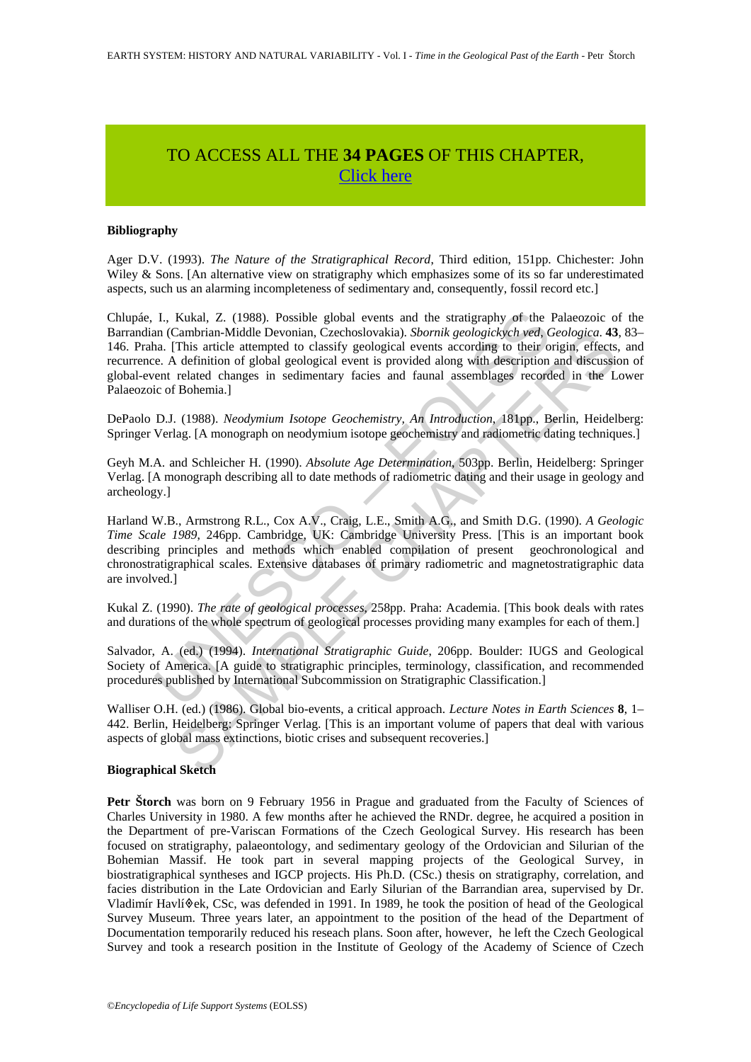# TO ACCESS ALL THE **34 PAGES** OF THIS CHAPTER, Click here

#### Bibliography

Ager D.V. (1993). *The Nature of the Stratigraphical Record*, Third edition, 151pp. Chichester: John Wiley & Sons. [An alternative view on stratigraphy which emphasizes some of its so far underestimated aspects, such us an alarming incompleteness of sedimentary and, consequently, fossil record etc.]

Chlupáe, I., Kukal, Z. (1988). Possible global events and the stratigraphy of the Palaeozoic of the Barrandian (Cambrian-Middle Devonian, Czechoslovakia). *Sbornik geologickych ved, Geologica*. **43**, 83–146. Praha. [This article attempted to classify geological events according to their origin, effects, and recurrence. A definition of global geological event is provided along with description and discussion of global-event related changes in sedimentary facies and faunal assemblages recorded in the Lower Palaeozoic of Bohemia.]

DePaolo D.J. (1988). *Neodymium Isotope Geochemistry, An Introduction*, 181pp., Berlin, Heidelberg: Springer Verlag. [A monograph on neodymium isotope geochemistry and radiometric dating techniques.]

Geyh M.A. and Schleicher H. (1990). *Absolute Age Determination*, 503pp. Berlin, Heidelberg: Springer Verlag. [A monograph describing all to date methods of radiometric dating and their usage in geology and archeology.]

Harland W.B., Armstrong R.L., Cox A.V., Craig, L.E., Smith A.G., and Smith D.G. (1990). *A Geologic Time Scale 1989*, 246pp. Cambridge, UK: Cambridge University Press. [This is an important book describing principles and methods which enabled compilation of present geochronological and chronostratigraphical scales. Extensive databases of primary radiometric and magnetostratigraphic data are involved.]

Kukal Z. (1990). *The rate of geological processes*, 258pp. Praha: Academia. [This book deals with rates and durations of the whole spectrum of geological processes providing many examples for each of them.]

Salvador, A. (ed.) (1994). *International Stratigraphic Guide*, 206pp. Boulder: IUGS and Geological Society of America. [A guide to stratigraphic principles, terminology, classification, and recommended procedures published by International Subcommission on Stratigraphic Classification.]

Walliser O.H. (ed.) (1986). Global bio-events, a critical approach. *Lecture Notes in Earth Sciences* **8**, 1–442. Berlin, Heidelberg: Springer Verlag. [This is an important volume of papers that deal with various aspects of global mass extinctions, biotic crises and subsequent recoveries.]

#### Biographical Sketch

**Petr Štorch** was born on 9 February 1956 in Prague and graduated from the Faculty of Sciences of Charles University in 1980. A few months after he achieved the RNDr. degree, he acquired a position in the Department of pre-Variscan Formations of the Czech Geological Survey. His research has been focused on stratigraphy, palaeontology, and sedimentary geology of the Ordovician and Silurian of the Bohemian Massif. He took part in several mapping projects of the Geological Survey, in biostratigraphical syntheses and IGCP projects. His Ph.D. (CSc.) thesis on stratigraphy, correlation, and facies distribution in the Late Ordovician and Early Silurian of the Barrandian area, supervised by Dr. Vladimír Havlí◊ek, CSc, was defended in 1991. In 1989, he took the position of head of the Geological Survey Museum. Three years later, an appointment to the position of the head of the Department of Documentation temporarily reduced his reseach plans. Soon after, however, he left the Czech Geological Survey and took a research position in the Institute of Geology of the Academy of Science of Czech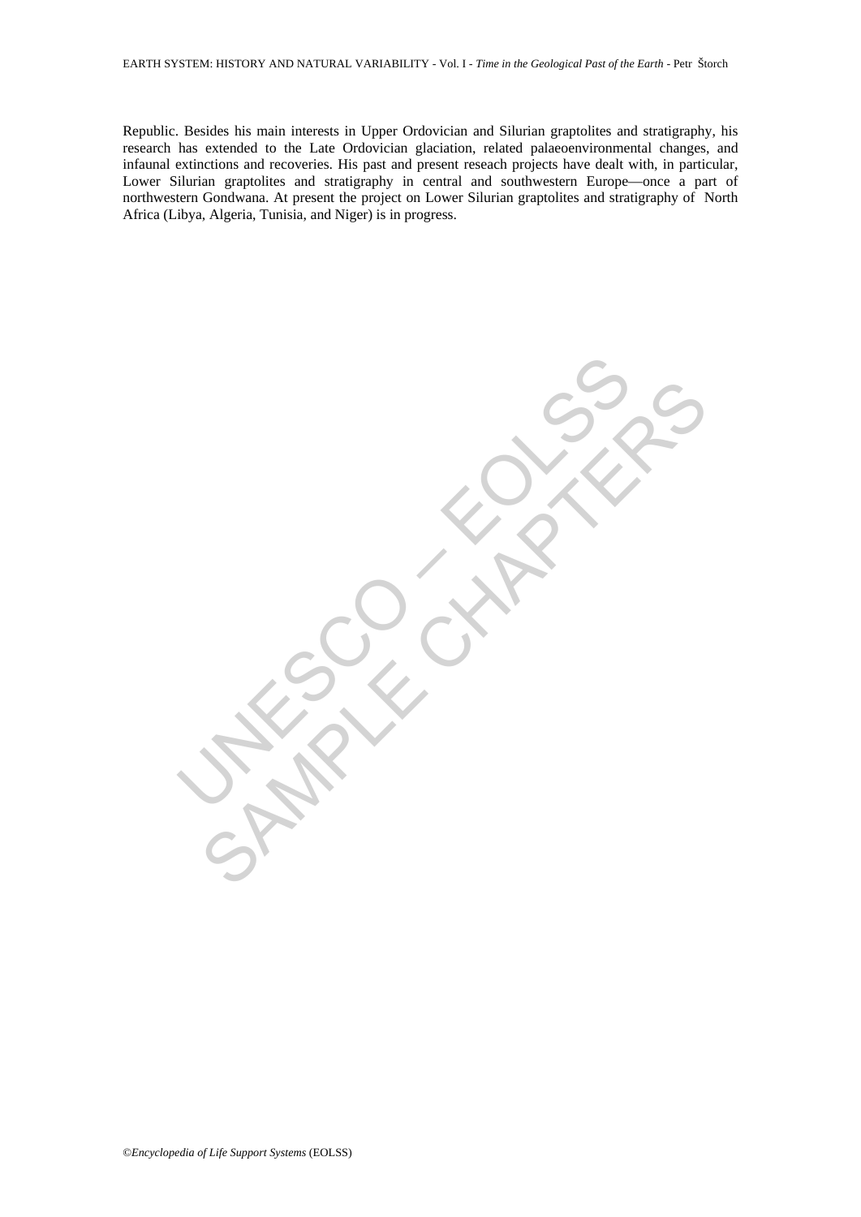Republic. Besides his main interests in Upper Ordovician and Silurian graptolites and stratigraphy, his research has extended to the Late Ordovician glaciation, related palaeoenvironmental changes, and infaunal extinctions and recoveries. His past and present reseach projects have dealt with, in particular, Lower Silurian graptolites and stratigraphy in central and southwestern Europe—once a part of northwestern Gondwana. At present the project on Lower Silurian graptolites and stratigraphy of North Africa (Libya, Algeria, Tunisia, and Niger) is in progress.